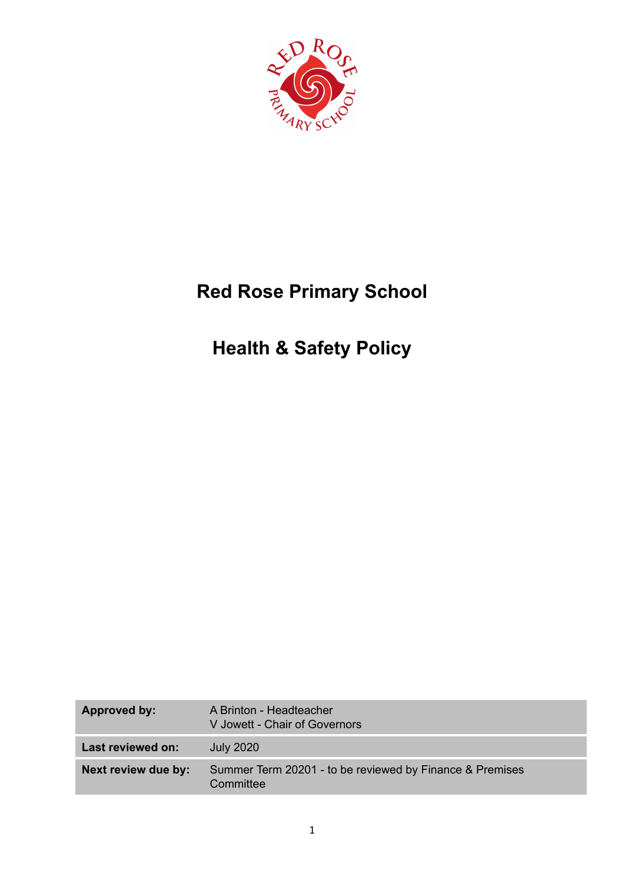# Red Rose Primary School

# Health & Safety Policy

| Approved by: | A Brinton - Headteacher<br>V Jowett - Chair of Governors |
|---|---|
| Last reviewed on: | July 2020 |
| Next review due by: | Summer Term 20201 - to be reviewed by Finance & Premises Committee |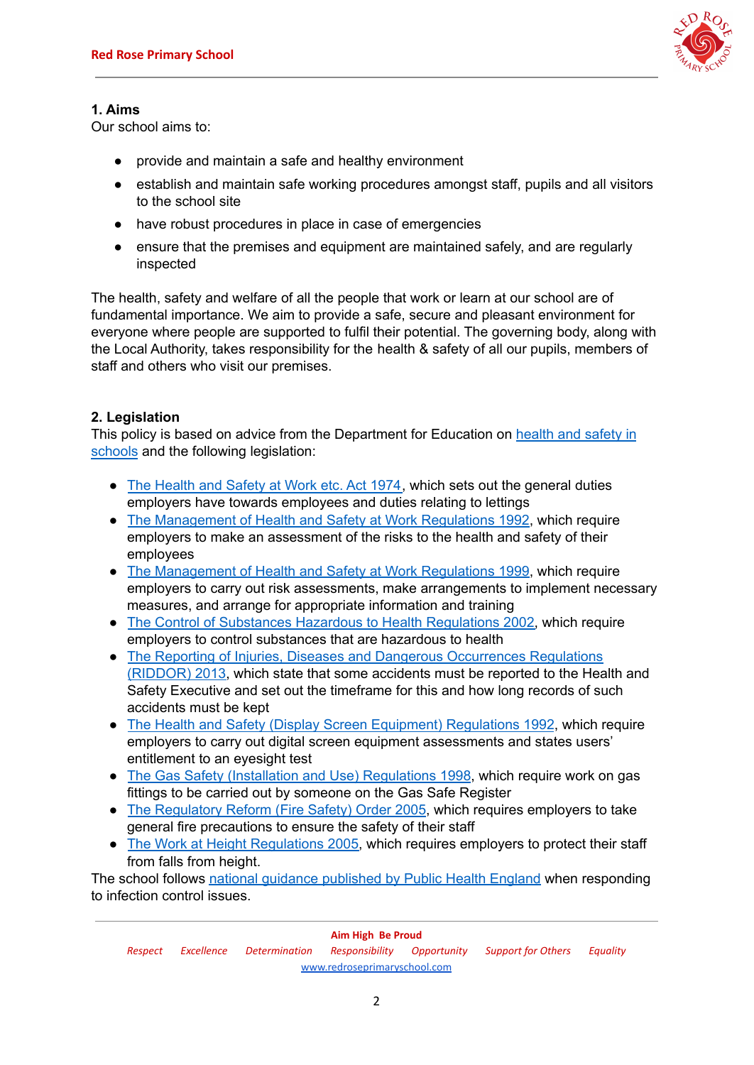## 1. Aims

Our school aims to:

- provide and maintain a safe and healthy environment
- establish and maintain safe working procedures amongst staff, pupils and all visitors to the school site
- have robust procedures in place in case of emergencies
- ensure that the premises and equipment are maintained safely, and are regularly inspected

The health, safety and welfare of all the people that work or learn at our school are of fundamental importance. We aim to provide a safe, secure and pleasant environment for everyone where people are supported to fulfil their potential. The governing body, along with the Local Authority, takes responsibility for the health & safety of all our pupils, members of staff and others who visit our premises.

## 2. Legislation

This policy is based on advice from the Department for Education on health and safety in schools and the following legislation:

- The Health and Safety at Work etc. Act 1974, which sets out the general duties employers have towards employees and duties relating to lettings
- The Management of Health and Safety at Work Regulations 1992, which require employers to make an assessment of the risks to the health and safety of their employees
- The Management of Health and Safety at Work Regulations 1999, which require employers to carry out risk assessments, make arrangements to implement necessary measures, and arrange for appropriate information and training
- The Control of Substances Hazardous to Health Regulations 2002, which require employers to control substances that are hazardous to health
- The Reporting of Injuries, Diseases and Dangerous Occurrences Regulations (RIDDOR) 2013, which state that some accidents must be reported to the Health and Safety Executive and set out the timeframe for this and how long records of such accidents must be kept
- The Health and Safety (Display Screen Equipment) Regulations 1992, which require employers to carry out digital screen equipment assessments and states users' entitlement to an eyesight test
- The Gas Safety (Installation and Use) Regulations 1998, which require work on gas fittings to be carried out by someone on the Gas Safe Register
- The Regulatory Reform (Fire Safety) Order 2005, which requires employers to take general fire precautions to ensure the safety of their staff
- The Work at Height Regulations 2005, which requires employers to protect their staff from falls from height.

The school follows national guidance published by Public Health England when responding to infection control issues.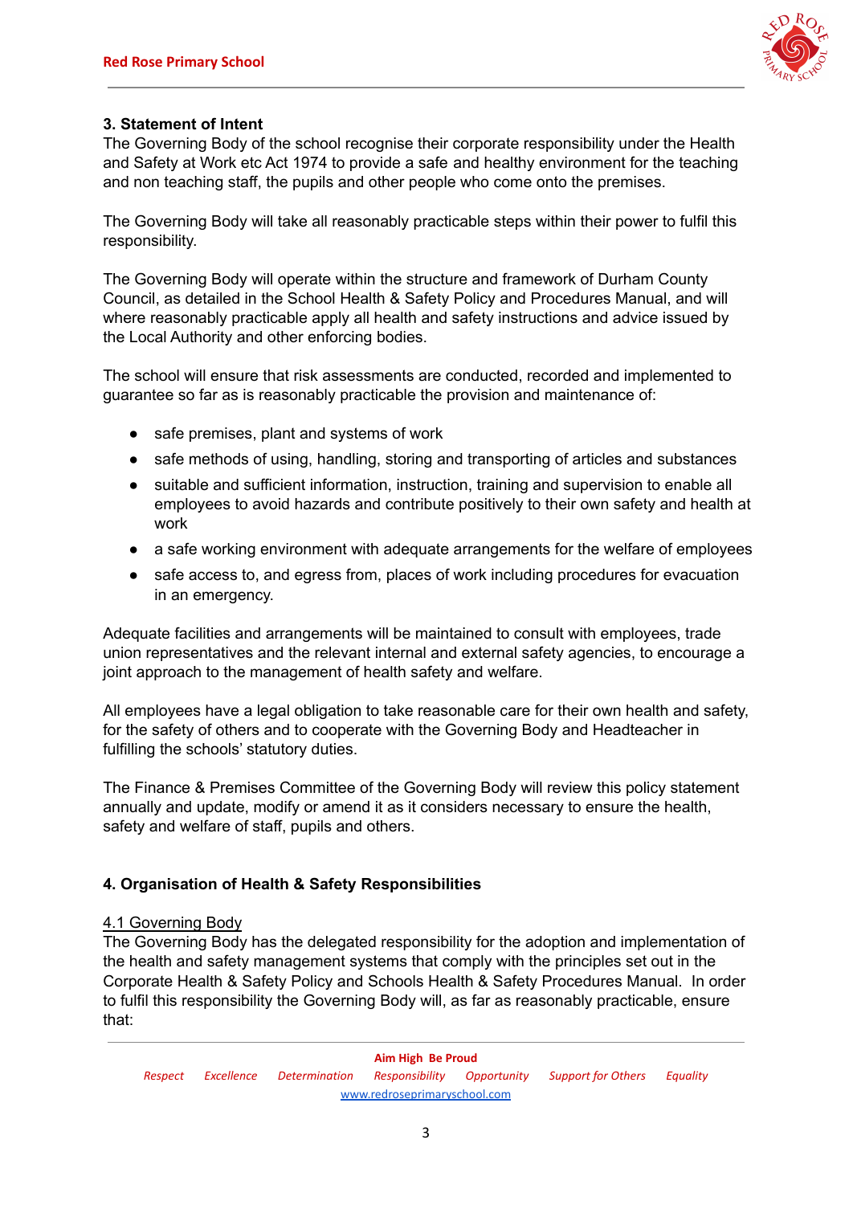## 3. Statement of Intent

The Governing Body of the school recognise their corporate responsibility under the Health and Safety at Work etc Act 1974 to provide a safe and healthy environment for the teaching and non teaching staff, the pupils and other people who come onto the premises.

The Governing Body will take all reasonably practicable steps within their power to fulfil this responsibility.

The Governing Body will operate within the structure and framework of Durham County Council, as detailed in the School Health & Safety Policy and Procedures Manual, and will where reasonably practicable apply all health and safety instructions and advice issued by the Local Authority and other enforcing bodies.

The school will ensure that risk assessments are conducted, recorded and implemented to guarantee so far as is reasonably practicable the provision and maintenance of:

- safe premises, plant and systems of work
- safe methods of using, handling, storing and transporting of articles and substances
- suitable and sufficient information, instruction, training and supervision to enable all employees to avoid hazards and contribute positively to their own safety and health at work
- a safe working environment with adequate arrangements for the welfare of employees
- safe access to, and egress from, places of work including procedures for evacuation in an emergency.

Adequate facilities and arrangements will be maintained to consult with employees, trade union representatives and the relevant internal and external safety agencies, to encourage a joint approach to the management of health safety and welfare.

All employees have a legal obligation to take reasonable care for their own health and safety, for the safety of others and to cooperate with the Governing Body and Headteacher in fulfilling the schools' statutory duties.

The Finance & Premises Committee of the Governing Body will review this policy statement annually and update, modify or amend it as it considers necessary to ensure the health, safety and welfare of staff, pupils and others.

## 4. Organisation of Health & Safety Responsibilities

### 4.1 Governing Body

The Governing Body has the delegated responsibility for the adoption and implementation of the health and safety management systems that comply with the principles set out in the Corporate Health & Safety Policy and Schools Health & Safety Procedures Manual. In order to fulfil this responsibility the Governing Body will, as far as reasonably practicable, ensure that: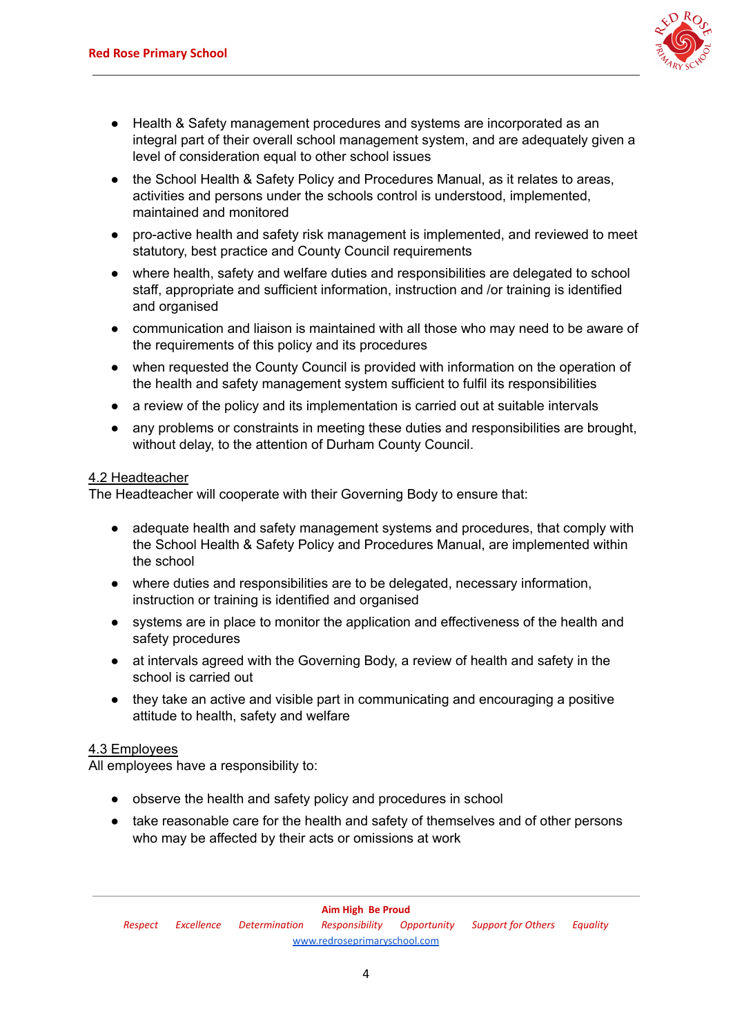- Health & Safety management procedures and systems are incorporated as an integral part of their overall school management system, and are adequately given a level of consideration equal to other school issues
- the School Health & Safety Policy and Procedures Manual, as it relates to areas, activities and persons under the schools control is understood, implemented, maintained and monitored
- pro-active health and safety risk management is implemented, and reviewed to meet statutory, best practice and County Council requirements
- where health, safety and welfare duties and responsibilities are delegated to school staff, appropriate and sufficient information, instruction and /or training is identified and organised
- communication and liaison is maintained with all those who may need to be aware of the requirements of this policy and its procedures
- when requested the County Council is provided with information on the operation of the health and safety management system sufficient to fulfil its responsibilities
- a review of the policy and its implementation is carried out at suitable intervals
- any problems or constraints in meeting these duties and responsibilities are brought, without delay, to the attention of Durham County Council.

### 4.2 Headteacher

The Headteacher will cooperate with their Governing Body to ensure that:

- adequate health and safety management systems and procedures, that comply with the School Health & Safety Policy and Procedures Manual, are implemented within the school
- where duties and responsibilities are to be delegated, necessary information, instruction or training is identified and organised
- systems are in place to monitor the application and effectiveness of the health and safety procedures
- at intervals agreed with the Governing Body, a review of health and safety in the school is carried out
- they take an active and visible part in communicating and encouraging a positive attitude to health, safety and welfare

### 4.3 Employees

All employees have a responsibility to:

- observe the health and safety policy and procedures in school
- take reasonable care for the health and safety of themselves and of other persons who may be affected by their acts or omissions at work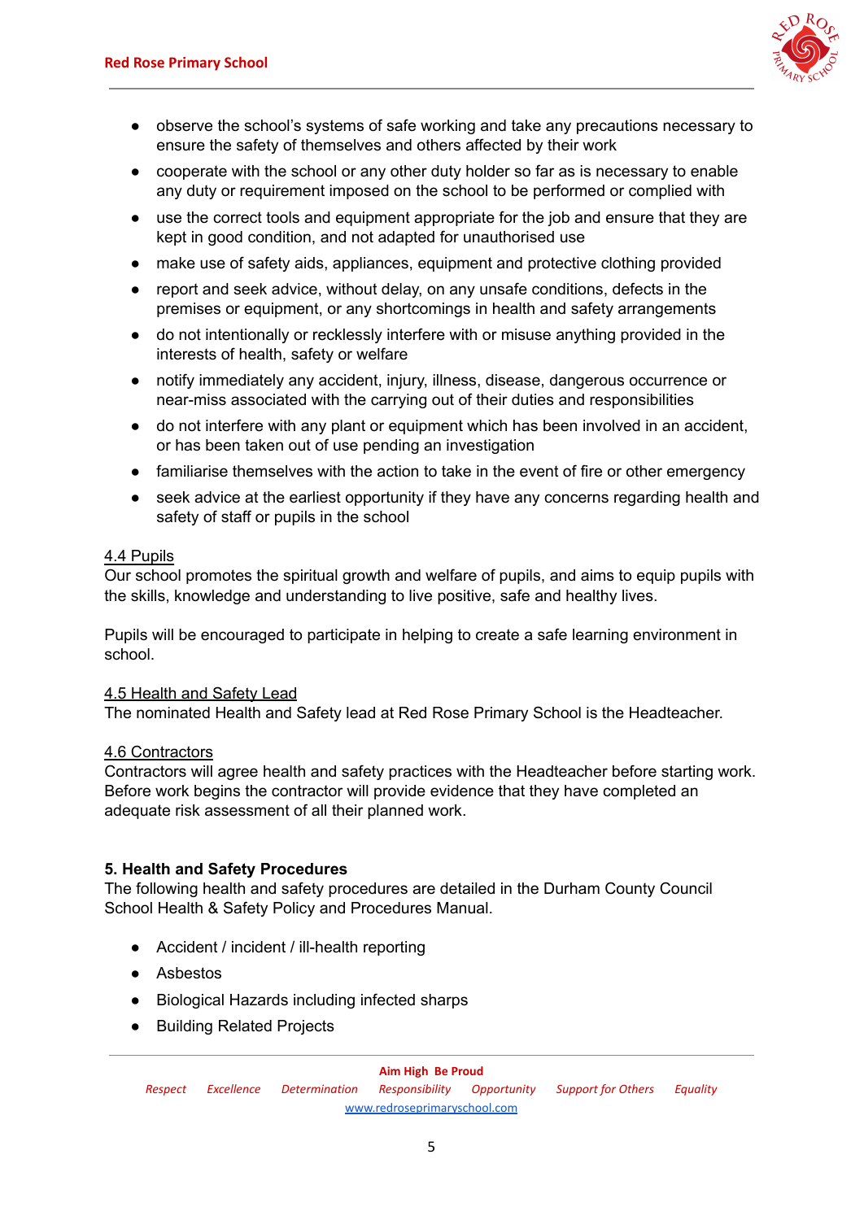- observe the school's systems of safe working and take any precautions necessary to ensure the safety of themselves and others affected by their work
- cooperate with the school or any other duty holder so far as is necessary to enable any duty or requirement imposed on the school to be performed or complied with
- use the correct tools and equipment appropriate for the job and ensure that they are kept in good condition, and not adapted for unauthorised use
- make use of safety aids, appliances, equipment and protective clothing provided
- report and seek advice, without delay, on any unsafe conditions, defects in the premises or equipment, or any shortcomings in health and safety arrangements
- do not intentionally or recklessly interfere with or misuse anything provided in the interests of health, safety or welfare
- notify immediately any accident, injury, illness, disease, dangerous occurrence or near-miss associated with the carrying out of their duties and responsibilities
- do not interfere with any plant or equipment which has been involved in an accident, or has been taken out of use pending an investigation
- familiarise themselves with the action to take in the event of fire or other emergency
- seek advice at the earliest opportunity if they have any concerns regarding health and safety of staff or pupils in the school

### 4.4 Pupils

Our school promotes the spiritual growth and welfare of pupils, and aims to equip pupils with the skills, knowledge and understanding to live positive, safe and healthy lives.

Pupils will be encouraged to participate in helping to create a safe learning environment in school.

### 4.5 Health and Safety Lead

The nominated Health and Safety lead at Red Rose Primary School is the Headteacher.

### 4.6 Contractors

Contractors will agree health and safety practices with the Headteacher before starting work. Before work begins the contractor will provide evidence that they have completed an adequate risk assessment of all their planned work.

## 5. Health and Safety Procedures

The following health and safety procedures are detailed in the Durham County Council School Health & Safety Policy and Procedures Manual.

- Accident / incident / ill-health reporting
- Asbestos
- Biological Hazards including infected sharps
- Building Related Projects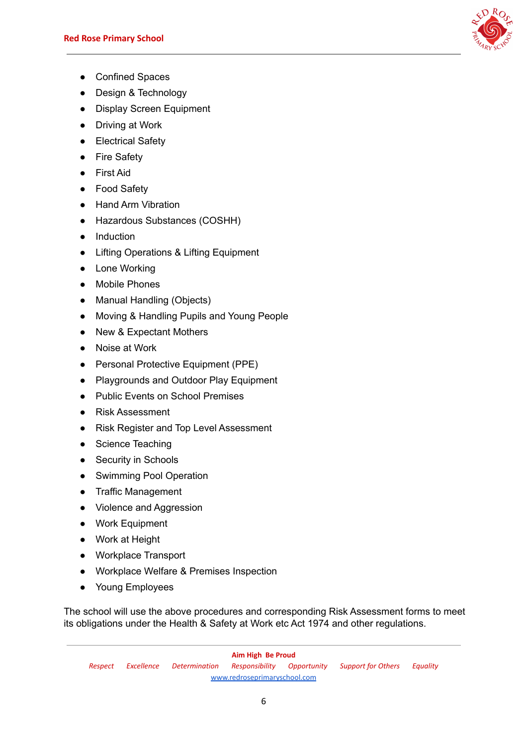- Confined Spaces
- Design & Technology
- Display Screen Equipment
- Driving at Work
- Electrical Safety
- Fire Safety
- First Aid
- Food Safety
- Hand Arm Vibration
- Hazardous Substances (COSHH)
- Induction
- Lifting Operations & Lifting Equipment
- Lone Working
- Mobile Phones
- Manual Handling (Objects)
- Moving & Handling Pupils and Young People
- New & Expectant Mothers
- Noise at Work
- Personal Protective Equipment (PPE)
- Playgrounds and Outdoor Play Equipment
- Public Events on School Premises
- Risk Assessment
- Risk Register and Top Level Assessment
- Science Teaching
- Security in Schools
- Swimming Pool Operation
- Traffic Management
- Violence and Aggression
- Work Equipment
- Work at Height
- Workplace Transport
- Workplace Welfare & Premises Inspection
- Young Employees

The school will use the above procedures and corresponding Risk Assessment forms to meet its obligations under the Health & Safety at Work etc Act 1974 and other regulations.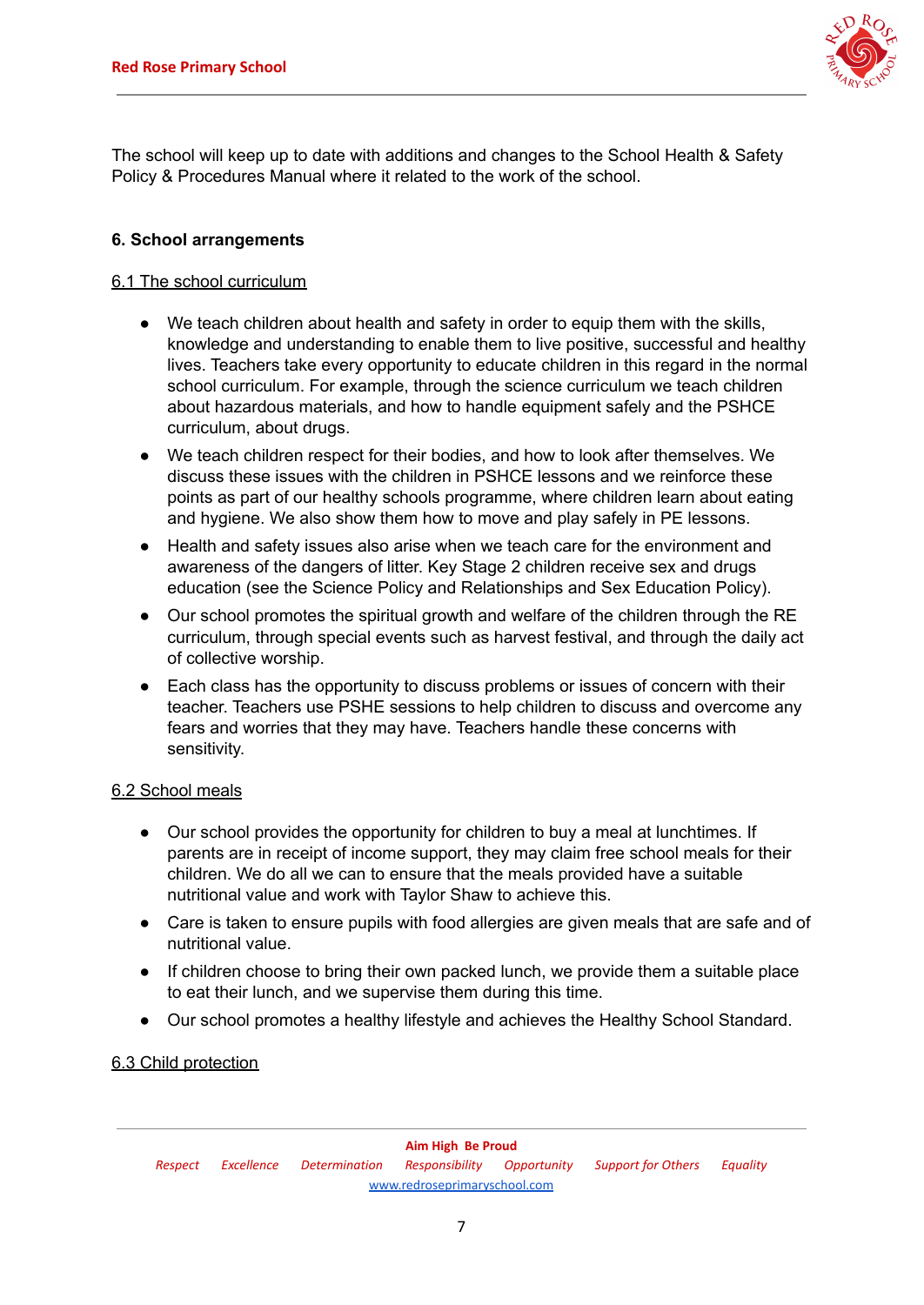The school will keep up to date with additions and changes to the School Health & Safety Policy & Procedures Manual where it related to the work of the school.

**6. School arrangements**

6.1 The school curriculum

- We teach children about health and safety in order to equip them with the skills, knowledge and understanding to enable them to live positive, successful and healthy lives. Teachers take every opportunity to educate children in this regard in the normal school curriculum. For example, through the science curriculum we teach children about hazardous materials, and how to handle equipment safely and the PSHCE curriculum, about drugs.
- We teach children respect for their bodies, and how to look after themselves. We discuss these issues with the children in PSHCE lessons and we reinforce these points as part of our healthy schools programme, where children learn about eating and hygiene. We also show them how to move and play safely in PE lessons.
- Health and safety issues also arise when we teach care for the environment and awareness of the dangers of litter. Key Stage 2 children receive sex and drugs education (see the Science Policy and Relationships and Sex Education Policy).
- Our school promotes the spiritual growth and welfare of the children through the RE curriculum, through special events such as harvest festival, and through the daily act of collective worship.
- Each class has the opportunity to discuss problems or issues of concern with their teacher. Teachers use PSHE sessions to help children to discuss and overcome any fears and worries that they may have. Teachers handle these concerns with sensitivity.

6.2 School meals

- Our school provides the opportunity for children to buy a meal at lunchtimes. If parents are in receipt of income support, they may claim free school meals for their children. We do all we can to ensure that the meals provided have a suitable nutritional value and work with Taylor Shaw to achieve this.
- Care is taken to ensure pupils with food allergies are given meals that are safe and of nutritional value.
- If children choose to bring their own packed lunch, we provide them a suitable place to eat their lunch, and we supervise them during this time.
- Our school promotes a healthy lifestyle and achieves the Healthy School Standard.

6.3 Child protection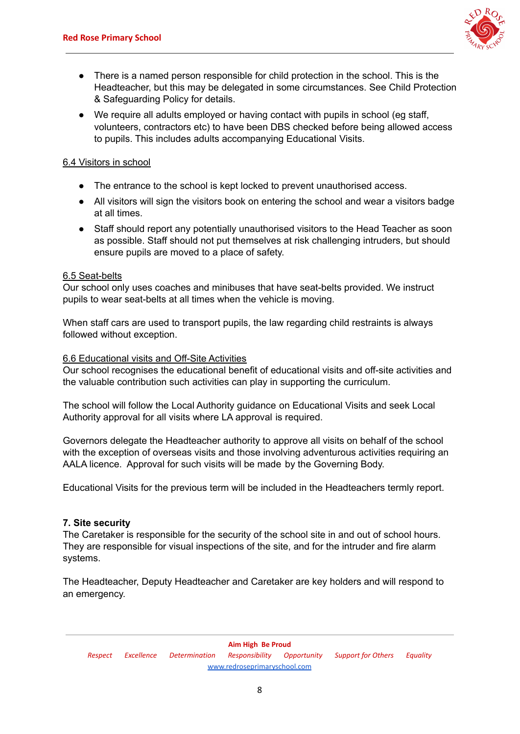- There is a named person responsible for child protection in the school. This is the Headteacher, but this may be delegated in some circumstances. See Child Protection & Safeguarding Policy for details.
- We require all adults employed or having contact with pupils in school (eg staff, volunteers, contractors etc) to have been DBS checked before being allowed access to pupils. This includes adults accompanying Educational Visits.

### 6.4 Visitors in school

- The entrance to the school is kept locked to prevent unauthorised access.
- All visitors will sign the visitors book on entering the school and wear a visitors badge at all times.
- Staff should report any potentially unauthorised visitors to the Head Teacher as soon as possible. Staff should not put themselves at risk challenging intruders, but should ensure pupils are moved to a place of safety.

### 6.5 Seat-belts

Our school only uses coaches and minibuses that have seat-belts provided. We instruct pupils to wear seat-belts at all times when the vehicle is moving.

When staff cars are used to transport pupils, the law regarding child restraints is always followed without exception.

### 6.6 Educational visits and Off-Site Activities

Our school recognises the educational benefit of educational visits and off-site activities and the valuable contribution such activities can play in supporting the curriculum.

The school will follow the Local Authority guidance on Educational Visits and seek Local Authority approval for all visits where LA approval is required.

Governors delegate the Headteacher authority to approve all visits on behalf of the school with the exception of overseas visits and those involving adventurous activities requiring an AALA licence. Approval for such visits will be made by the Governing Body.

Educational Visits for the previous term will be included in the Headteachers termly report.

## 7. Site security

The Caretaker is responsible for the security of the school site in and out of school hours. They are responsible for visual inspections of the site, and for the intruder and fire alarm systems.

The Headteacher, Deputy Headteacher and Caretaker are key holders and will respond to an emergency.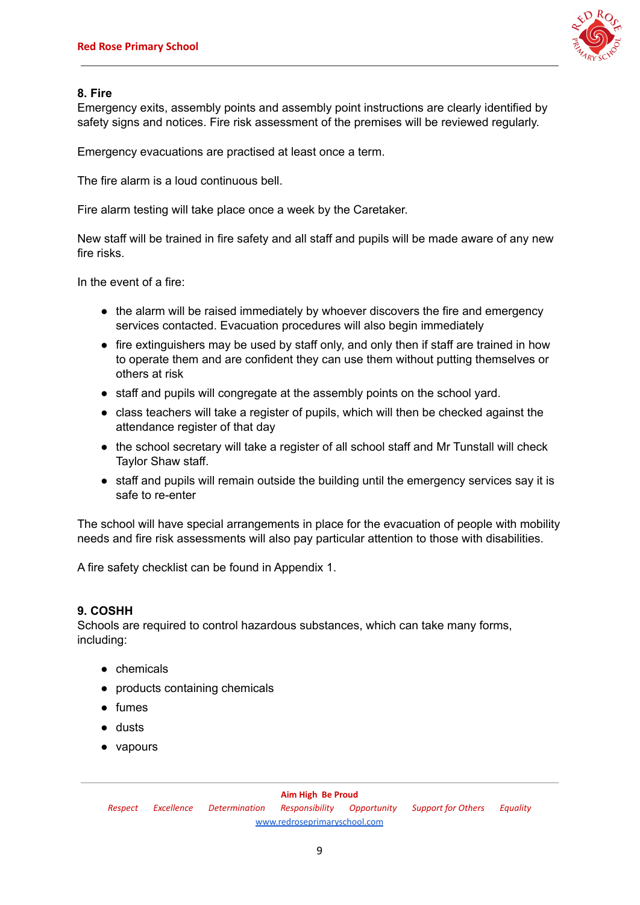### 8. Fire

Emergency exits, assembly points and assembly point instructions are clearly identified by safety signs and notices. Fire risk assessment of the premises will be reviewed regularly.

Emergency evacuations are practised at least once a term.

The fire alarm is a loud continuous bell.

Fire alarm testing will take place once a week by the Caretaker.

New staff will be trained in fire safety and all staff and pupils will be made aware of any new fire risks.

In the event of a fire:

- the alarm will be raised immediately by whoever discovers the fire and emergency services contacted. Evacuation procedures will also begin immediately
- fire extinguishers may be used by staff only, and only then if staff are trained in how to operate them and are confident they can use them without putting themselves or others at risk
- staff and pupils will congregate at the assembly points on the school yard.
- class teachers will take a register of pupils, which will then be checked against the attendance register of that day
- the school secretary will take a register of all school staff and Mr Tunstall will check Taylor Shaw staff.
- staff and pupils will remain outside the building until the emergency services say it is safe to re-enter

The school will have special arrangements in place for the evacuation of people with mobility needs and fire risk assessments will also pay particular attention to those with disabilities.

A fire safety checklist can be found in Appendix 1.

### 9. COSHH

Schools are required to control hazardous substances, which can take many forms, including:

- chemicals
- products containing chemicals
- fumes
- dusts
- vapours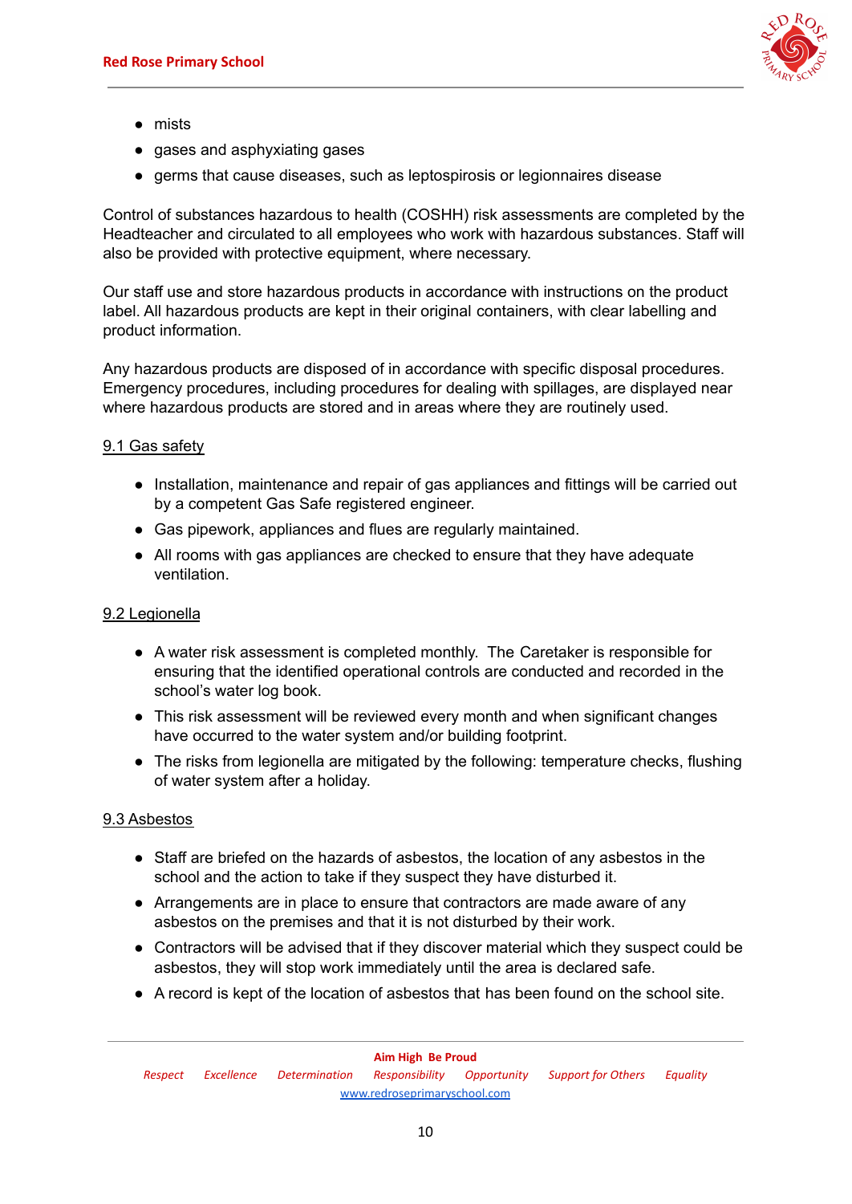- mists
- gases and asphyxiating gases
- germs that cause diseases, such as leptospirosis or legionnaires disease

Control of substances hazardous to health (COSHH) risk assessments are completed by the Headteacher and circulated to all employees who work with hazardous substances. Staff will also be provided with protective equipment, where necessary.

Our staff use and store hazardous products in accordance with instructions on the product label. All hazardous products are kept in their original containers, with clear labelling and product information.

Any hazardous products are disposed of in accordance with specific disposal procedures. Emergency procedures, including procedures for dealing with spillages, are displayed near where hazardous products are stored and in areas where they are routinely used.

### 9.1 Gas safety

- Installation, maintenance and repair of gas appliances and fittings will be carried out by a competent Gas Safe registered engineer.
- Gas pipework, appliances and flues are regularly maintained.
- All rooms with gas appliances are checked to ensure that they have adequate ventilation.

### 9.2 Legionella

- A water risk assessment is completed monthly. The Caretaker is responsible for ensuring that the identified operational controls are conducted and recorded in the school's water log book.
- This risk assessment will be reviewed every month and when significant changes have occurred to the water system and/or building footprint.
- The risks from legionella are mitigated by the following: temperature checks, flushing of water system after a holiday.

### 9.3 Asbestos

- Staff are briefed on the hazards of asbestos, the location of any asbestos in the school and the action to take if they suspect they have disturbed it.
- Arrangements are in place to ensure that contractors are made aware of any asbestos on the premises and that it is not disturbed by their work.
- Contractors will be advised that if they discover material which they suspect could be asbestos, they will stop work immediately until the area is declared safe.
- A record is kept of the location of asbestos that has been found on the school site.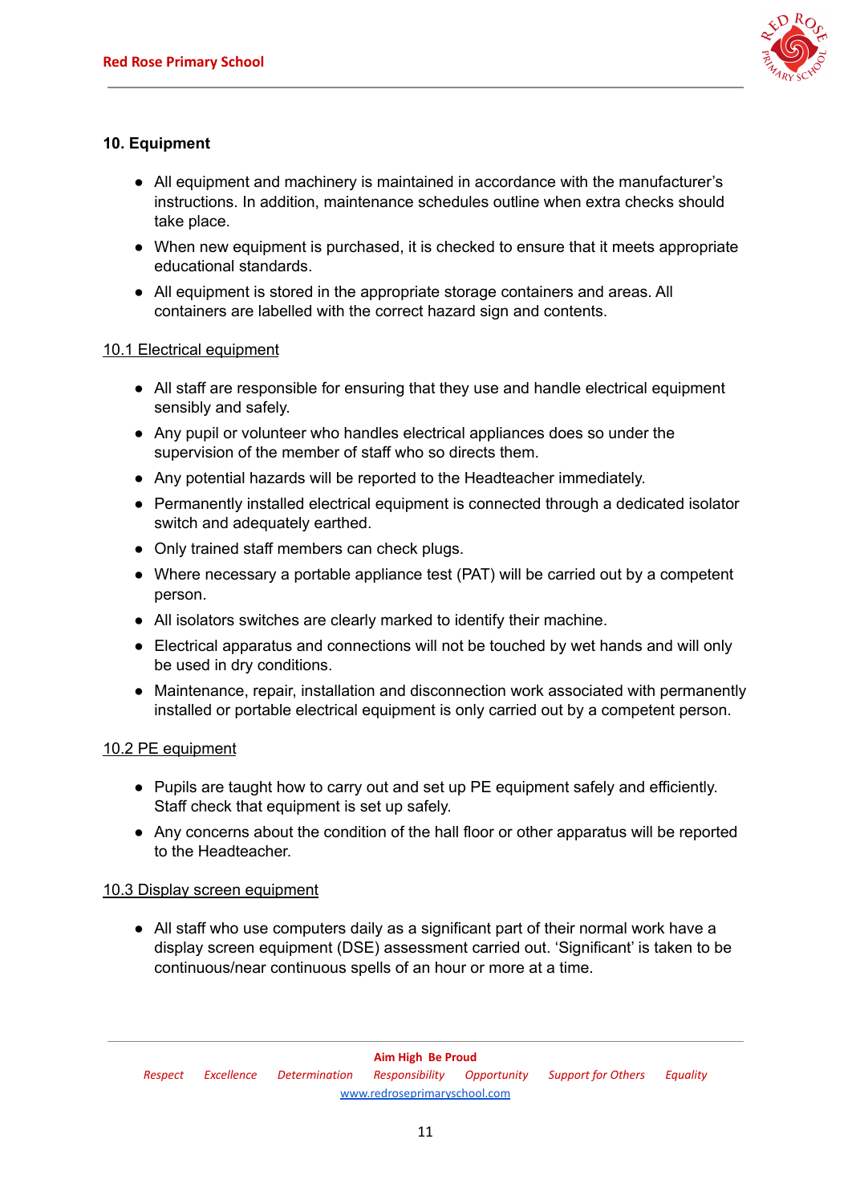## 10. Equipment

- All equipment and machinery is maintained in accordance with the manufacturer's instructions. In addition, maintenance schedules outline when extra checks should take place.
- When new equipment is purchased, it is checked to ensure that it meets appropriate educational standards.
- All equipment is stored in the appropriate storage containers and areas. All containers are labelled with the correct hazard sign and contents.

### 10.1 Electrical equipment

- All staff are responsible for ensuring that they use and handle electrical equipment sensibly and safely.
- Any pupil or volunteer who handles electrical appliances does so under the supervision of the member of staff who so directs them.
- Any potential hazards will be reported to the Headteacher immediately.
- Permanently installed electrical equipment is connected through a dedicated isolator switch and adequately earthed.
- Only trained staff members can check plugs.
- Where necessary a portable appliance test (PAT) will be carried out by a competent person.
- All isolators switches are clearly marked to identify their machine.
- Electrical apparatus and connections will not be touched by wet hands and will only be used in dry conditions.
- Maintenance, repair, installation and disconnection work associated with permanently installed or portable electrical equipment is only carried out by a competent person.

### 10.2 PE equipment

- Pupils are taught how to carry out and set up PE equipment safely and efficiently. Staff check that equipment is set up safely.
- Any concerns about the condition of the hall floor or other apparatus will be reported to the Headteacher.

### 10.3 Display screen equipment

- All staff who use computers daily as a significant part of their normal work have a display screen equipment (DSE) assessment carried out. 'Significant' is taken to be continuous/near continuous spells of an hour or more at a time.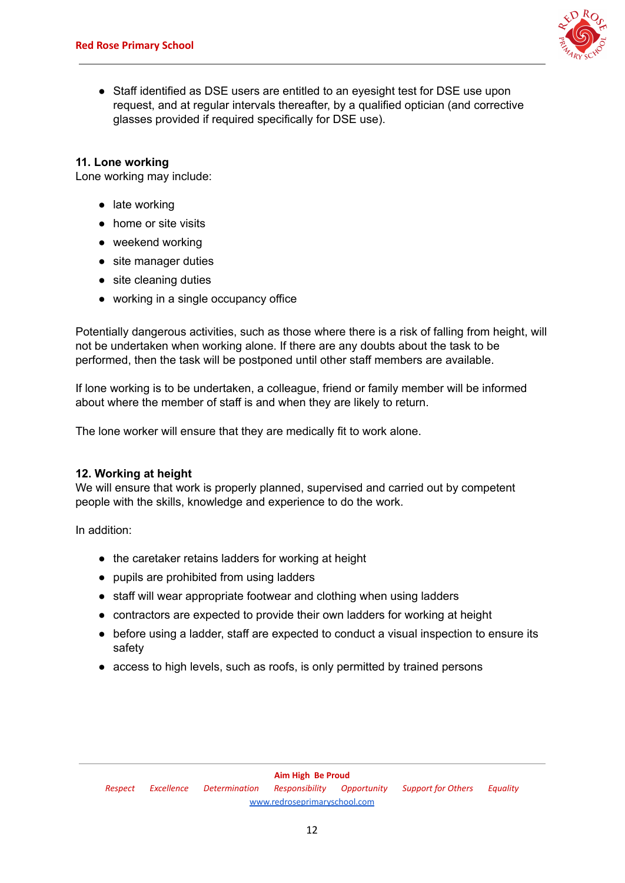- Staff identified as DSE users are entitled to an eyesight test for DSE use upon request, and at regular intervals thereafter, by a qualified optician (and corrective glasses provided if required specifically for DSE use).

**11. Lone working**

Lone working may include:

- late working
- home or site visits
- weekend working
- site manager duties
- site cleaning duties
- working in a single occupancy office

Potentially dangerous activities, such as those where there is a risk of falling from height, will not be undertaken when working alone. If there are any doubts about the task to be performed, then the task will be postponed until other staff members are available.

If lone working is to be undertaken, a colleague, friend or family member will be informed about where the member of staff is and when they are likely to return.

The lone worker will ensure that they are medically fit to work alone.

**12. Working at height**

We will ensure that work is properly planned, supervised and carried out by competent people with the skills, knowledge and experience to do the work.

In addition:

- the caretaker retains ladders for working at height
- pupils are prohibited from using ladders
- staff will wear appropriate footwear and clothing when using ladders
- contractors are expected to provide their own ladders for working at height
- before using a ladder, staff are expected to conduct a visual inspection to ensure its safety
- access to high levels, such as roofs, is only permitted by trained persons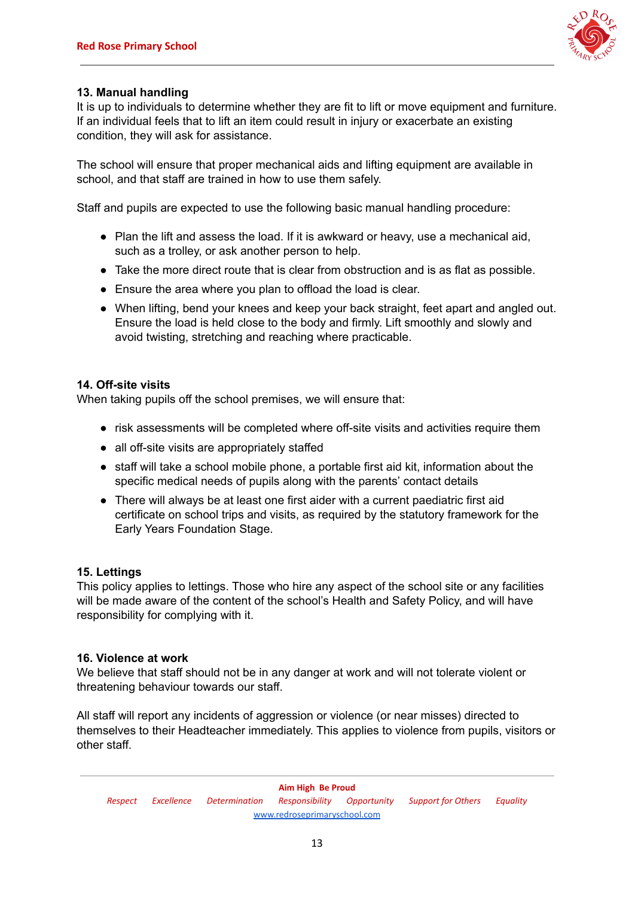## 13. Manual handling

It is up to individuals to determine whether they are fit to lift or move equipment and furniture. If an individual feels that to lift an item could result in injury or exacerbate an existing condition, they will ask for assistance.

The school will ensure that proper mechanical aids and lifting equipment are available in school, and that staff are trained in how to use them safely.

Staff and pupils are expected to use the following basic manual handling procedure:

- Plan the lift and assess the load. If it is awkward or heavy, use a mechanical aid, such as a trolley, or ask another person to help.
- Take the more direct route that is clear from obstruction and is as flat as possible.
- Ensure the area where you plan to offload the load is clear.
- When lifting, bend your knees and keep your back straight, feet apart and angled out. Ensure the load is held close to the body and firmly. Lift smoothly and slowly and avoid twisting, stretching and reaching where practicable.

## 14. Off-site visits

When taking pupils off the school premises, we will ensure that:

- risk assessments will be completed where off-site visits and activities require them
- all off-site visits are appropriately staffed
- staff will take a school mobile phone, a portable first aid kit, information about the specific medical needs of pupils along with the parents' contact details
- There will always be at least one first aider with a current paediatric first aid certificate on school trips and visits, as required by the statutory framework for the Early Years Foundation Stage.

## 15. Lettings

This policy applies to lettings. Those who hire any aspect of the school site or any facilities will be made aware of the content of the school's Health and Safety Policy, and will have responsibility for complying with it.

## 16. Violence at work

We believe that staff should not be in any danger at work and will not tolerate violent or threatening behaviour towards our staff.

All staff will report any incidents of aggression or violence (or near misses) directed to themselves to their Headteacher immediately. This applies to violence from pupils, visitors or other staff.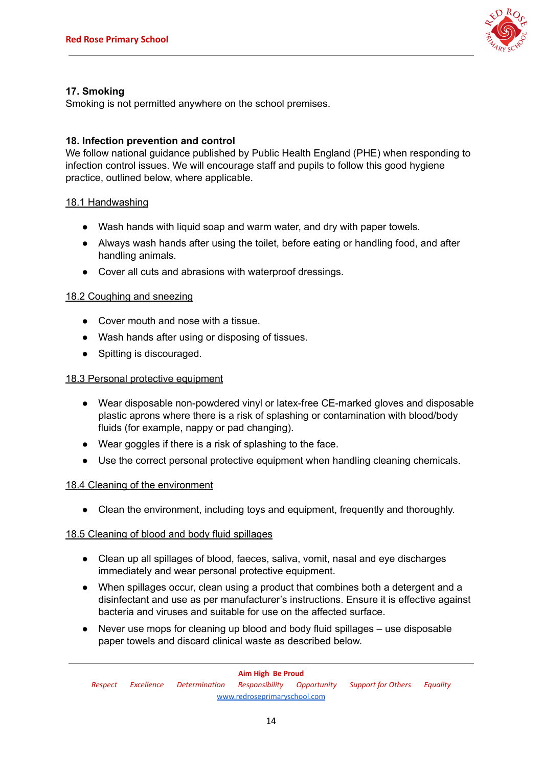## 17. Smoking

Smoking is not permitted anywhere on the school premises.

## 18. Infection prevention and control

We follow national guidance published by Public Health England (PHE) when responding to infection control issues. We will encourage staff and pupils to follow this good hygiene practice, outlined below, where applicable.

### 18.1 Handwashing

- Wash hands with liquid soap and warm water, and dry with paper towels.
- Always wash hands after using the toilet, before eating or handling food, and after handling animals.
- Cover all cuts and abrasions with waterproof dressings.

### 18.2 Coughing and sneezing

- Cover mouth and nose with a tissue.
- Wash hands after using or disposing of tissues.
- Spitting is discouraged.

### 18.3 Personal protective equipment

- Wear disposable non-powdered vinyl or latex-free CE-marked gloves and disposable plastic aprons where there is a risk of splashing or contamination with blood/body fluids (for example, nappy or pad changing).
- Wear goggles if there is a risk of splashing to the face.
- Use the correct personal protective equipment when handling cleaning chemicals.

### 18.4 Cleaning of the environment

- Clean the environment, including toys and equipment, frequently and thoroughly.

### 18.5 Cleaning of blood and body fluid spillages

- Clean up all spillages of blood, faeces, saliva, vomit, nasal and eye discharges immediately and wear personal protective equipment.
- When spillages occur, clean using a product that combines both a detergent and a disinfectant and use as per manufacturer's instructions. Ensure it is effective against bacteria and viruses and suitable for use on the affected surface.
- Never use mops for cleaning up blood and body fluid spillages – use disposable paper towels and discard clinical waste as described below.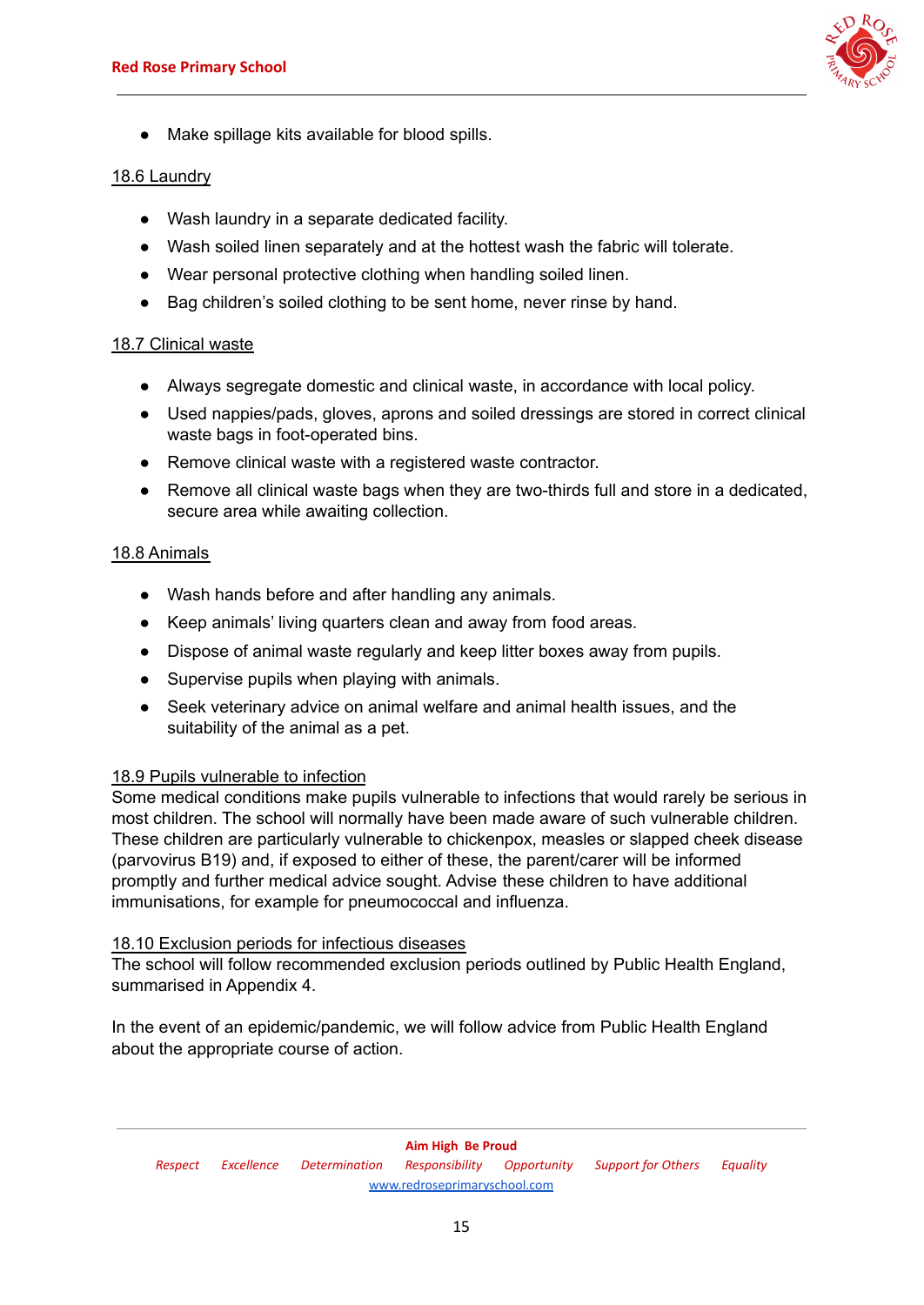- Make spillage kits available for blood spills.

### 18.6 Laundry

- Wash laundry in a separate dedicated facility.
- Wash soiled linen separately and at the hottest wash the fabric will tolerate.
- Wear personal protective clothing when handling soiled linen.
- Bag children's soiled clothing to be sent home, never rinse by hand.

### 18.7 Clinical waste

- Always segregate domestic and clinical waste, in accordance with local policy.
- Used nappies/pads, gloves, aprons and soiled dressings are stored in correct clinical waste bags in foot-operated bins.
- Remove clinical waste with a registered waste contractor.
- Remove all clinical waste bags when they are two-thirds full and store in a dedicated, secure area while awaiting collection.

### 18.8 Animals

- Wash hands before and after handling any animals.
- Keep animals' living quarters clean and away from food areas.
- Dispose of animal waste regularly and keep litter boxes away from pupils.
- Supervise pupils when playing with animals.
- Seek veterinary advice on animal welfare and animal health issues, and the suitability of the animal as a pet.

### 18.9 Pupils vulnerable to infection

Some medical conditions make pupils vulnerable to infections that would rarely be serious in most children. The school will normally have been made aware of such vulnerable children. These children are particularly vulnerable to chickenpox, measles or slapped cheek disease (parvovirus B19) and, if exposed to either of these, the parent/carer will be informed promptly and further medical advice sought. Advise these children to have additional immunisations, for example for pneumococcal and influenza.

### 18.10 Exclusion periods for infectious diseases

The school will follow recommended exclusion periods outlined by Public Health England, summarised in Appendix 4.

In the event of an epidemic/pandemic, we will follow advice from Public Health England about the appropriate course of action.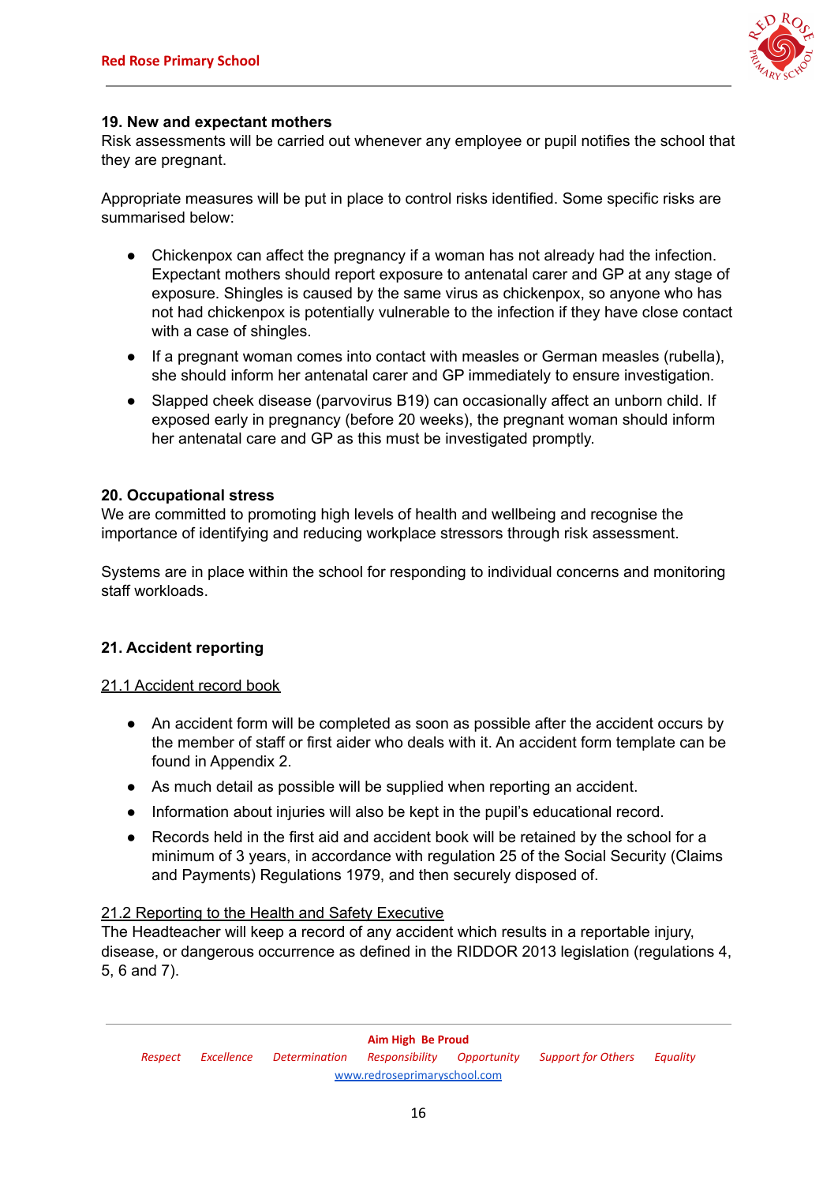### 19. New and expectant mothers

Risk assessments will be carried out whenever any employee or pupil notifies the school that they are pregnant.

Appropriate measures will be put in place to control risks identified. Some specific risks are summarised below:

- Chickenpox can affect the pregnancy if a woman has not already had the infection. Expectant mothers should report exposure to antenatal carer and GP at any stage of exposure. Shingles is caused by the same virus as chickenpox, so anyone who has not had chickenpox is potentially vulnerable to the infection if they have close contact with a case of shingles.
- If a pregnant woman comes into contact with measles or German measles (rubella), she should inform her antenatal carer and GP immediately to ensure investigation.
- Slapped cheek disease (parvovirus B19) can occasionally affect an unborn child. If exposed early in pregnancy (before 20 weeks), the pregnant woman should inform her antenatal care and GP as this must be investigated promptly.

### 20. Occupational stress

We are committed to promoting high levels of health and wellbeing and recognise the importance of identifying and reducing workplace stressors through risk assessment.

Systems are in place within the school for responding to individual concerns and monitoring staff workloads.

### 21. Accident reporting

#### 21.1 Accident record book

- An accident form will be completed as soon as possible after the accident occurs by the member of staff or first aider who deals with it. An accident form template can be found in Appendix 2.
- As much detail as possible will be supplied when reporting an accident.
- Information about injuries will also be kept in the pupil's educational record.
- Records held in the first aid and accident book will be retained by the school for a minimum of 3 years, in accordance with regulation 25 of the Social Security (Claims and Payments) Regulations 1979, and then securely disposed of.

#### 21.2 Reporting to the Health and Safety Executive

The Headteacher will keep a record of any accident which results in a reportable injury, disease, or dangerous occurrence as defined in the RIDDOR 2013 legislation (regulations 4, 5, 6 and 7).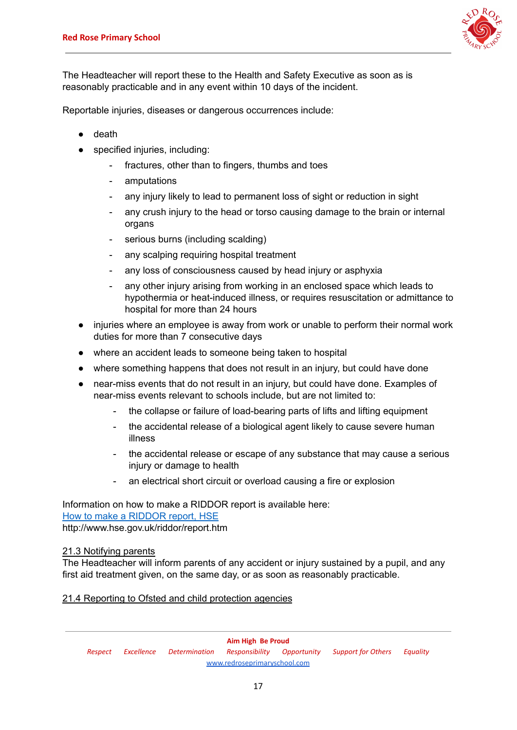The Headteacher will report these to the Health and Safety Executive as soon as is reasonably practicable and in any event within 10 days of the incident.

Reportable injuries, diseases or dangerous occurrences include:

- death
- specified injuries, including:
    - fractures, other than to fingers, thumbs and toes
    - amputations
    - any injury likely to lead to permanent loss of sight or reduction in sight
    - any crush injury to the head or torso causing damage to the brain or internal organs
    - serious burns (including scalding)
    - any scalping requiring hospital treatment
    - any loss of consciousness caused by head injury or asphyxia
    - any other injury arising from working in an enclosed space which leads to hypothermia or heat-induced illness, or requires resuscitation or admittance to hospital for more than 24 hours
- injuries where an employee is away from work or unable to perform their normal work duties for more than 7 consecutive days
- where an accident leads to someone being taken to hospital
- where something happens that does not result in an injury, but could have done
- near-miss events that do not result in an injury, but could have done. Examples of near-miss events relevant to schools include, but are not limited to:
    - the collapse or failure of load-bearing parts of lifts and lifting equipment
    - the accidental release of a biological agent likely to cause severe human illness
    - the accidental release or escape of any substance that may cause a serious injury or damage to health
    - an electrical short circuit or overload causing a fire or explosion

Information on how to make a RIDDOR report is available here:
[How to make a RIDDOR report, HSE](http://www.hse.gov.uk/riddor/report.htm)
http://www.hse.gov.uk/riddor/report.htm

<u>21.3 Notifying parents</u>
The Headteacher will inform parents of any accident or injury sustained by a pupil, and any first aid treatment given, on the same day, or as soon as reasonably practicable.

<u>21.4 Reporting to Ofsted and child protection agencies</u>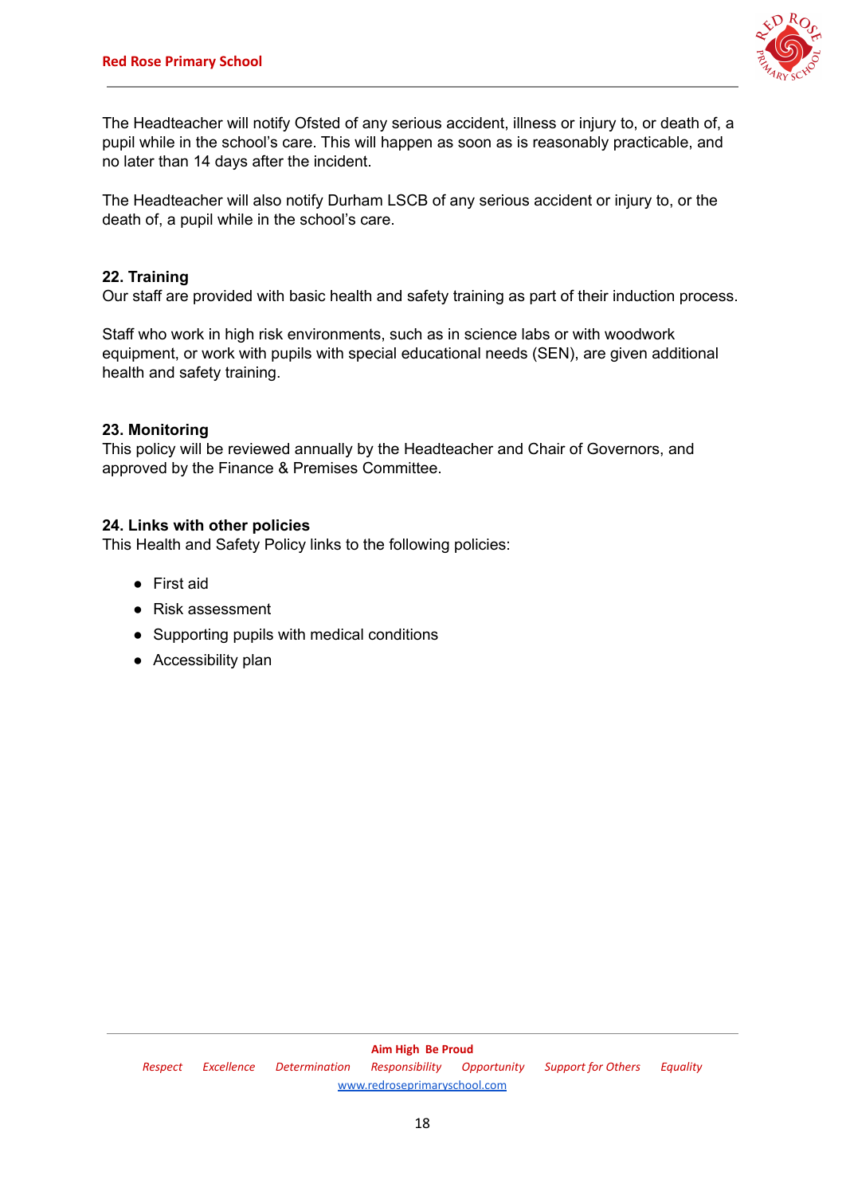The Headteacher will notify Ofsted of any serious accident, illness or injury to, or death of, a pupil while in the school's care. This will happen as soon as is reasonably practicable, and no later than 14 days after the incident.

The Headteacher will also notify Durham LSCB of any serious accident or injury to, or the death of, a pupil while in the school's care.

## 22. Training

Our staff are provided with basic health and safety training as part of their induction process.

Staff who work in high risk environments, such as in science labs or with woodwork equipment, or work with pupils with special educational needs (SEN), are given additional health and safety training.

## 23. Monitoring

This policy will be reviewed annually by the Headteacher and Chair of Governors, and approved by the Finance & Premises Committee.

## 24. Links with other policies

This Health and Safety Policy links to the following policies:

- First aid
- Risk assessment
- Supporting pupils with medical conditions
- Accessibility plan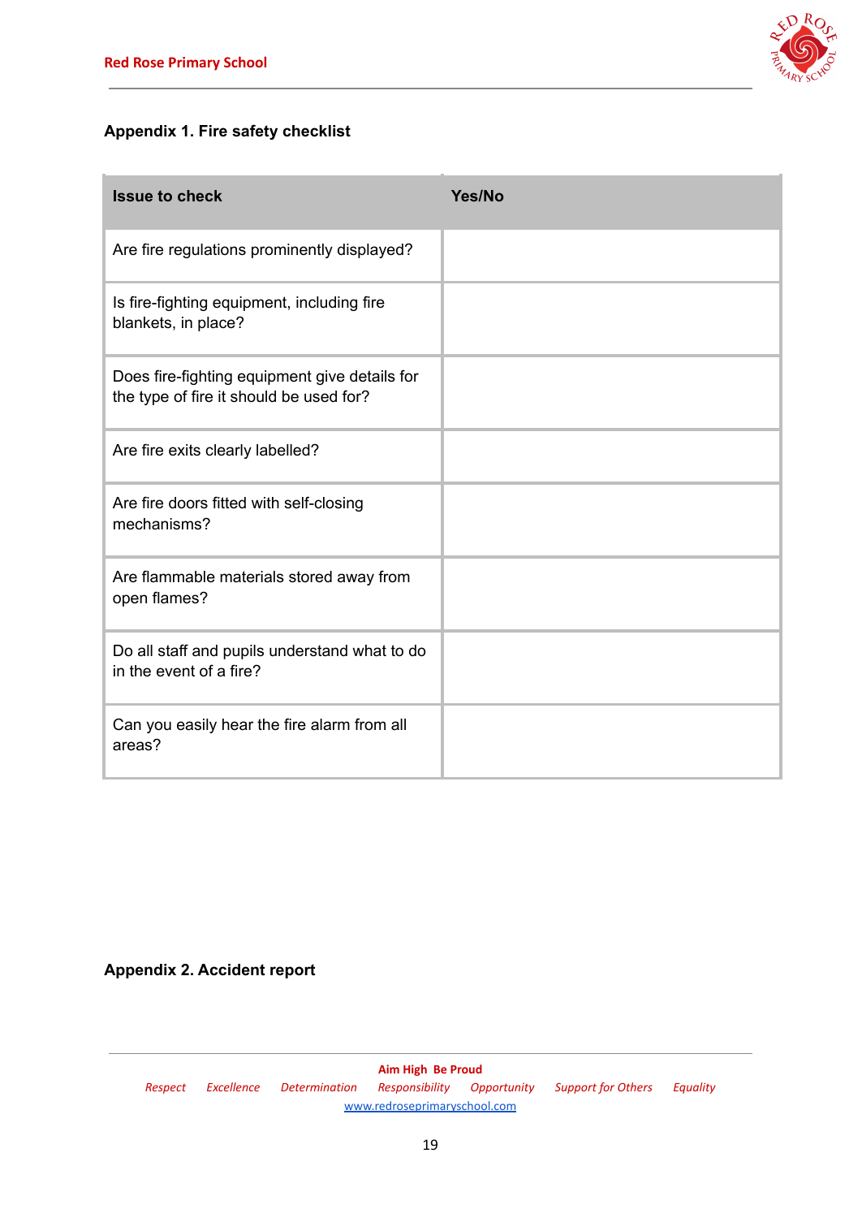## Appendix 1. Fire safety checklist

| Issue to check | Yes/No |
| --- | --- |
| Are fire regulations prominently displayed? | |
| Is fire-fighting equipment, including fire blankets, in place? | |
| Does fire-fighting equipment give details for the type of fire it should be used for? | |
| Are fire exits clearly labelled? | |
| Are fire doors fitted with self-closing mechanisms? | |
| Are flammable materials stored away from open flames? | |
| Do all staff and pupils understand what to do in the event of a fire? | |
| Can you easily hear the fire alarm from all areas? | |

## Appendix 2. Accident report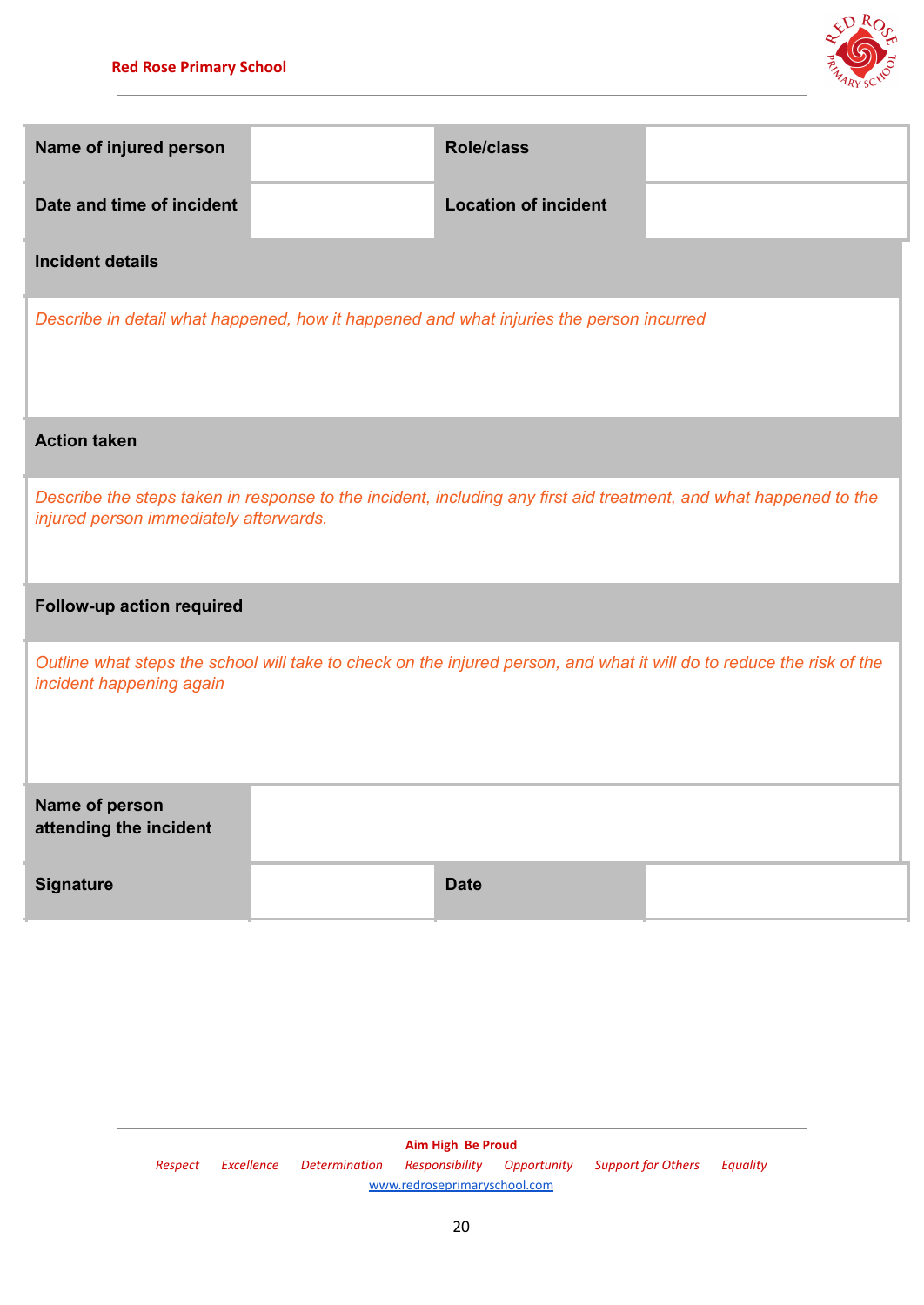| Name of injured person | | Role/class | |
|---|---|---|---|
| **Date and time of incident** | | **Location of incident** | |
| **Incident details** | | | |
| *Describe in detail what happened, how it happened and what injuries the person incurred* | | | |
| **Action taken** | | | |
| *Describe the steps taken in response to the incident, including any first aid treatment, and what happened to the injured person immediately afterwards.* | | | |
| **Follow-up action required** | | | |
| *Outline what steps the school will take to check on the injured person, and what it will do to reduce the risk of the incident happening again* | | | |
| **Name of person attending the incident** | | | |
| **Signature** | | **Date** | |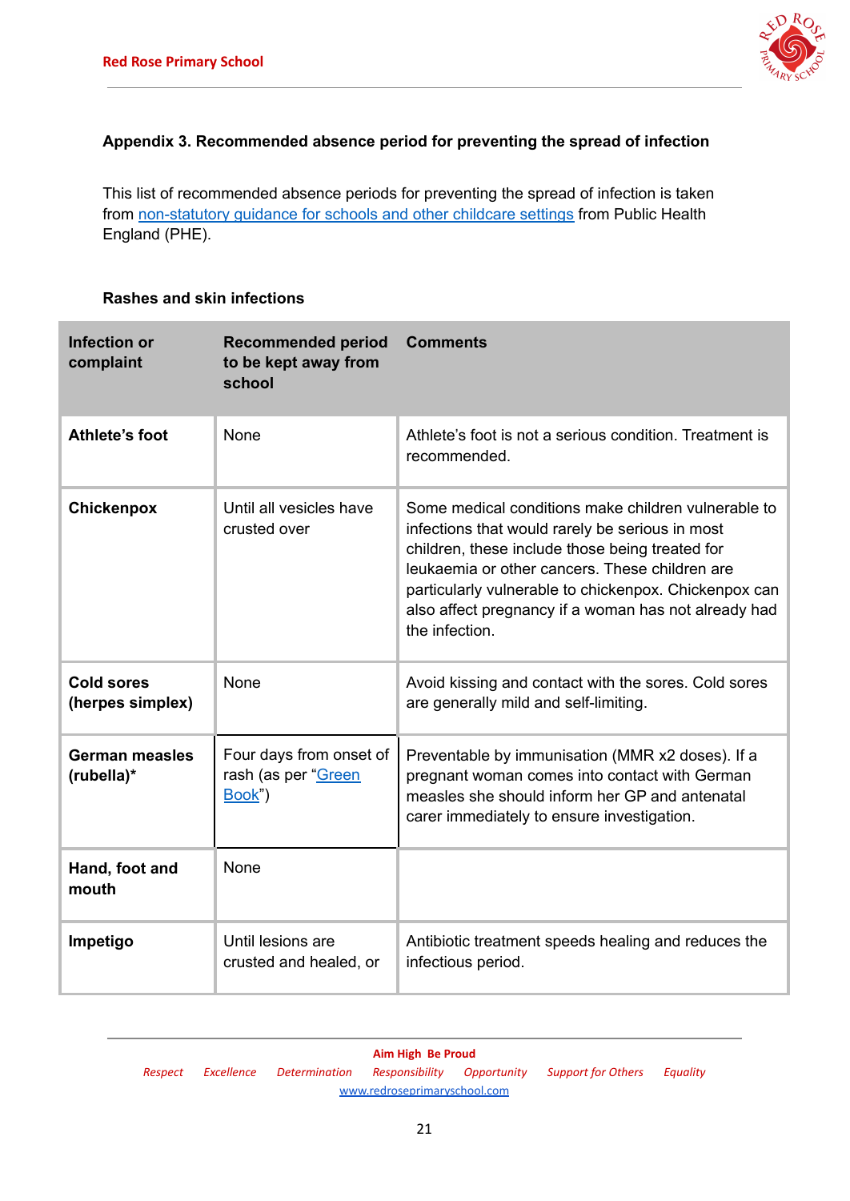**Appendix 3. Recommended absence period for preventing the spread of infection**

This list of recommended absence periods for preventing the spread of infection is taken from [non-statutory guidance for schools and other childcare settings](#) from Public Health England (PHE).

**Rashes and skin infections**

| Infection or complaint | Recommended period to be kept away from school | Comments |
| --- | --- | --- |
| **Athlete's foot** | None | Athlete's foot is not a serious condition. Treatment is recommended. |
| **Chickenpox** | Until all vesicles have crusted over | Some medical conditions make children vulnerable to infections that would rarely be serious in most children, these include those being treated for leukaemia or other cancers. These children are particularly vulnerable to chickenpox. Chickenpox can also affect pregnancy if a woman has not already had the infection. |
| **Cold sores (herpes simplex)** | None | Avoid kissing and contact with the sores. Cold sores are generally mild and self-limiting. |
| **German measles (rubella)*** | Four days from onset of rash (as per "[Green Book](#)") | Preventable by immunisation (MMR x2 doses). If a pregnant woman comes into contact with German measles she should inform her GP and antenatal carer immediately to ensure investigation. |
| **Hand, foot and mouth** | None | |
| **Impetigo** | Until lesions are crusted and healed, or | Antibiotic treatment speeds healing and reduces the infectious period. |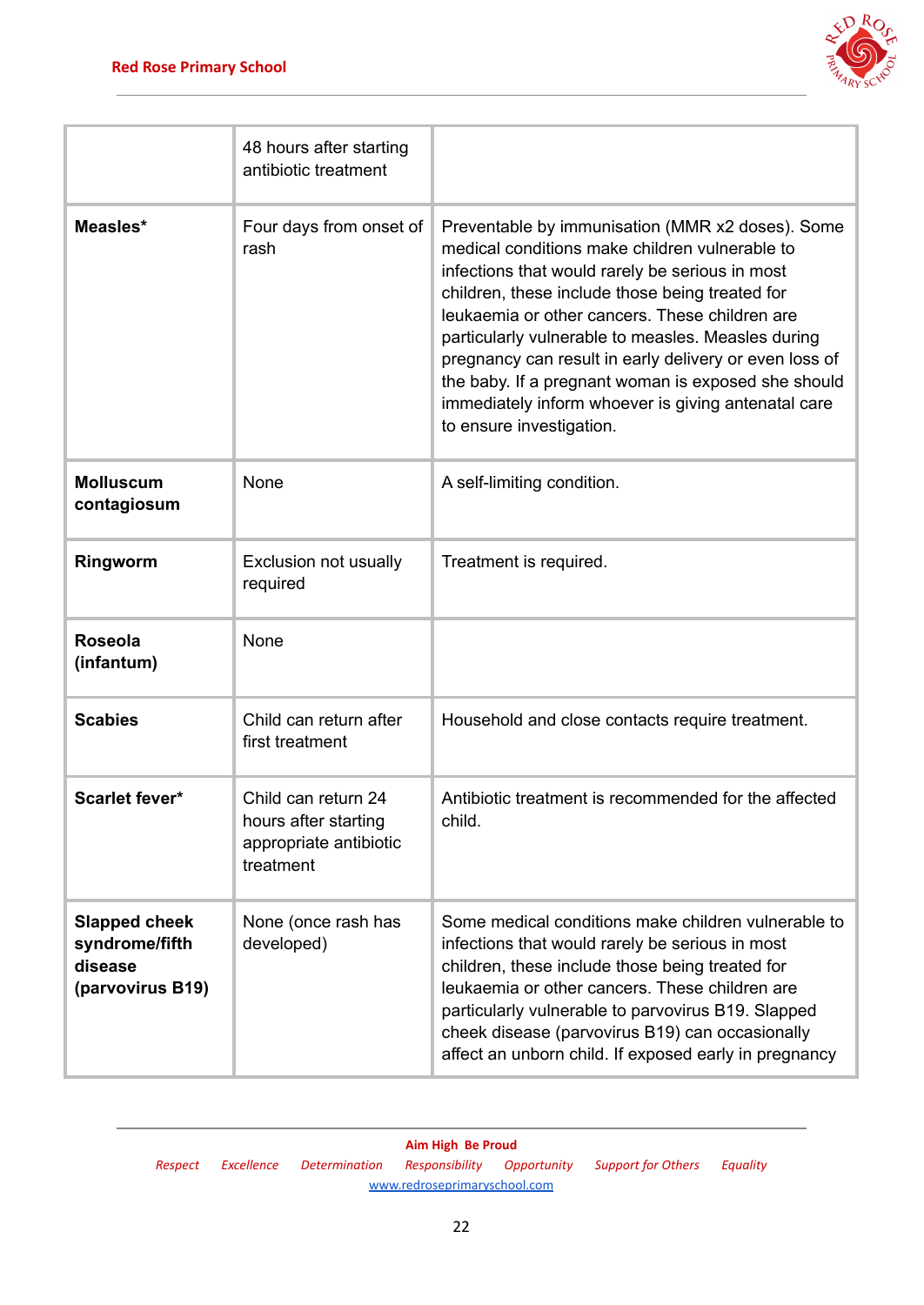| | | |
|---|---|---|
| | 48 hours after starting antibiotic treatment | |
| **Measles*** | Four days from onset of rash | Preventable by immunisation (MMR x2 doses). Some medical conditions make children vulnerable to infections that would rarely be serious in most children, these include those being treated for leukaemia or other cancers. These children are particularly vulnerable to measles. Measles during pregnancy can result in early delivery or even loss of the baby. If a pregnant woman is exposed she should immediately inform whoever is giving antenatal care to ensure investigation. |
| **Molluscum contagiosum** | None | A self-limiting condition. |
| **Ringworm** | Exclusion not usually required | Treatment is required. |
| **Roseola (infantum)** | None | |
| **Scabies** | Child can return after first treatment | Household and close contacts require treatment. |
| **Scarlet fever*** | Child can return 24 hours after starting appropriate antibiotic treatment | Antibiotic treatment is recommended for the affected child. |
| **Slapped cheek syndrome/fifth disease (parvovirus B19)** | None (once rash has developed) | Some medical conditions make children vulnerable to infections that would rarely be serious in most children, these include those being treated for leukaemia or other cancers. These children are particularly vulnerable to parvovirus B19. Slapped cheek disease (parvovirus B19) can occasionally affect an unborn child. If exposed early in pregnancy |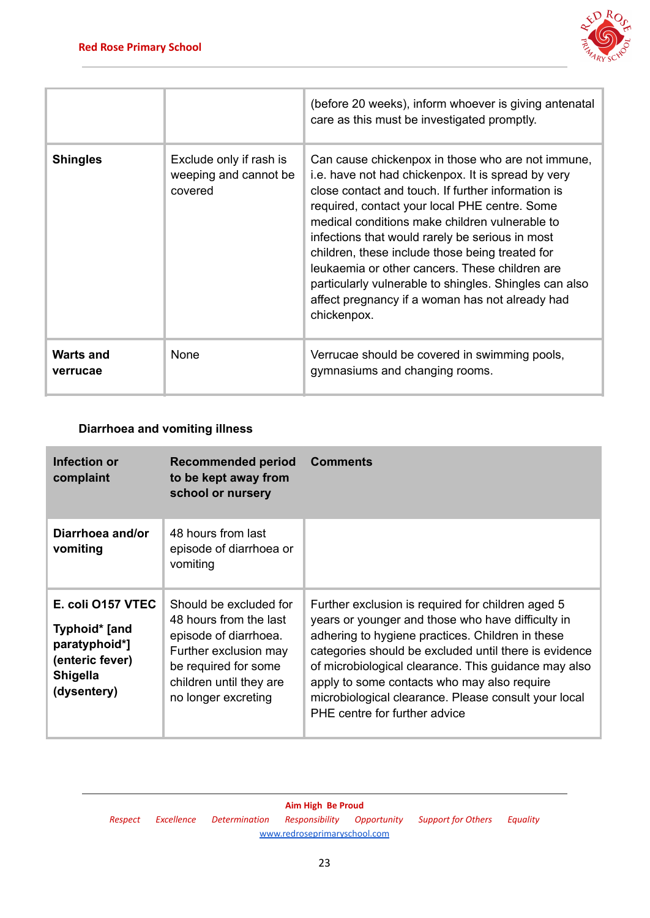| | | |
|---|---|---|
| | | (before 20 weeks), inform whoever is giving antenatal care as this must be investigated promptly. |
| **Shingles** | Exclude only if rash is weeping and cannot be covered | Can cause chickenpox in those who are not immune, i.e. have not had chickenpox. It is spread by very close contact and touch. If further information is required, contact your local PHE centre. Some medical conditions make children vulnerable to infections that would rarely be serious in most children, these include those being treated for leukaemia or other cancers. These children are particularly vulnerable to shingles. Shingles can also affect pregnancy if a woman has not already had chickenpox. |
| **Warts and verrucae** | None | Verrucae should be covered in swimming pools, gymnasiums and changing rooms. |

**Diarrhoea and vomiting illness**

| Infection or complaint | Recommended period to be kept away from school or nursery | Comments |
|---|---|---|
| **Diarrhoea and/or vomiting** | 48 hours from last episode of diarrhoea or vomiting | |
| **E. coli O157 VTEC**<br>**Typhoid* [and paratyphoid*] (enteric fever)**<br>**Shigella (dysentery)** | Should be excluded for 48 hours from the last episode of diarrhoea. Further exclusion may be required for some children until they are no longer excreting | Further exclusion is required for children aged 5 years or younger and those who have difficulty in adhering to hygiene practices. Children in these categories should be excluded until there is evidence of microbiological clearance. This guidance may also apply to some contacts who may also require microbiological clearance. Please consult your local PHE centre for further advice |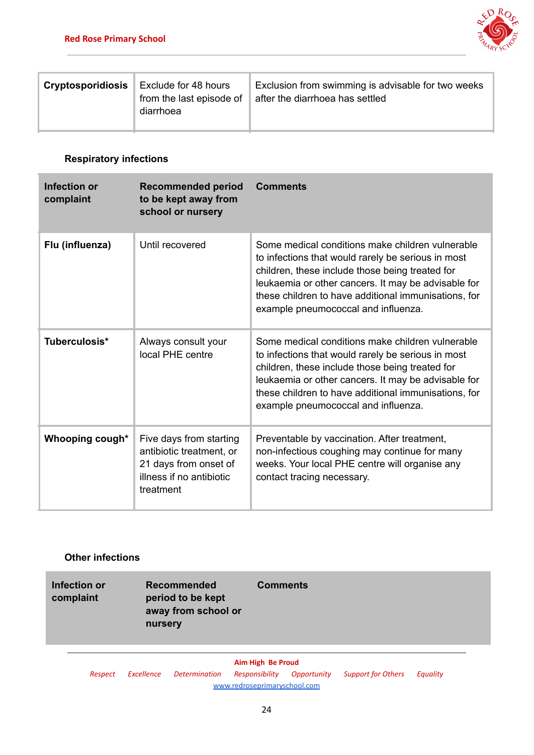| Cryptosporidiosis | Exclude for 48 hours from the last episode of diarrhoea | Exclusion from swimming is advisable for two weeks after the diarrhoea has settled |
|---|---|---|

**Respiratory infections**

| Infection or complaint | Recommended period to be kept away from school or nursery | Comments |
|---|---|---|
| **Flu (influenza)** | Until recovered | Some medical conditions make children vulnerable to infections that would rarely be serious in most children, these include those being treated for leukaemia or other cancers. It may be advisable for these children to have additional immunisations, for example pneumococcal and influenza. |
| **Tuberculosis*** | Always consult your local PHE centre | Some medical conditions make children vulnerable to infections that would rarely be serious in most children, these include those being treated for leukaemia or other cancers. It may be advisable for these children to have additional immunisations, for example pneumococcal and influenza. |
| **Whooping cough*** | Five days from starting antibiotic treatment, or 21 days from onset of illness if no antibiotic treatment | Preventable by vaccination. After treatment, non-infectious coughing may continue for many weeks. Your local PHE centre will organise any contact tracing necessary. |

**Other infections**

| Infection or complaint | Recommended period to be kept away from school or nursery | Comments |
|---|---|---|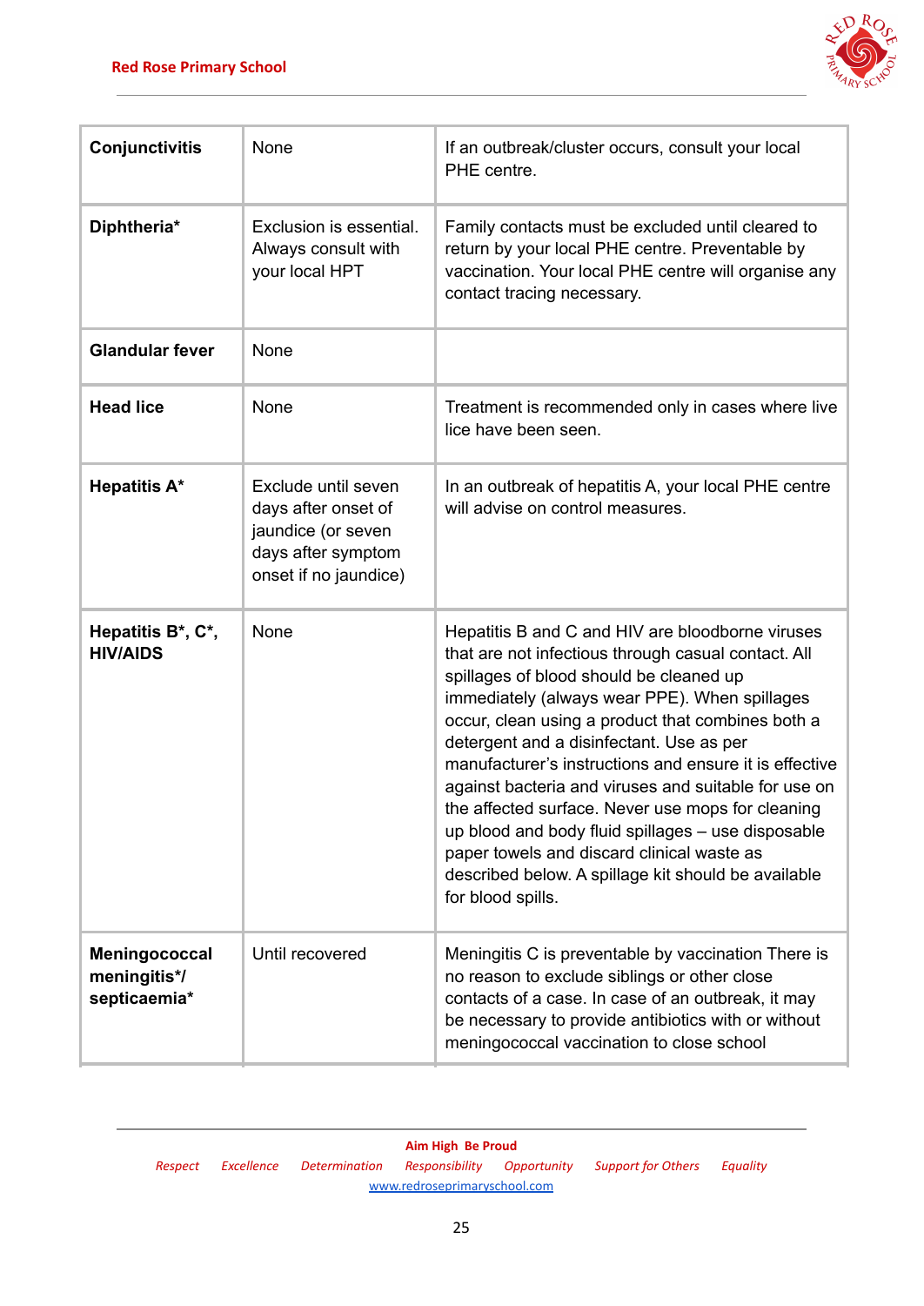| | | |
|---|---|---|
| **Conjunctivitis** | None | If an outbreak/cluster occurs, consult your local PHE centre. |
| **Diphtheria*** | Exclusion is essential. Always consult with your local HPT | Family contacts must be excluded until cleared to return by your local PHE centre. Preventable by vaccination. Your local PHE centre will organise any contact tracing necessary. |
| **Glandular fever** | None | |
| **Head lice** | None | Treatment is recommended only in cases where live lice have been seen. |
| **Hepatitis A*** | Exclude until seven days after onset of jaundice (or seven days after symptom onset if no jaundice) | In an outbreak of hepatitis A, your local PHE centre will advise on control measures. |
| **Hepatitis B*, C*, HIV/AIDS** | None | Hepatitis B and C and HIV are bloodborne viruses that are not infectious through casual contact. All spillages of blood should be cleaned up immediately (always wear PPE). When spillages occur, clean using a product that combines both a detergent and a disinfectant. Use as per manufacturer's instructions and ensure it is effective against bacteria and viruses and suitable for use on the affected surface. Never use mops for cleaning up blood and body fluid spillages – use disposable paper towels and discard clinical waste as described below. A spillage kit should be available for blood spills. |
| **Meningococcal meningitis*/ septicaemia*** | Until recovered | Meningitis C is preventable by vaccination There is no reason to exclude siblings or other close contacts of a case. In case of an outbreak, it may be necessary to provide antibiotics with or without meningococcal vaccination to close school |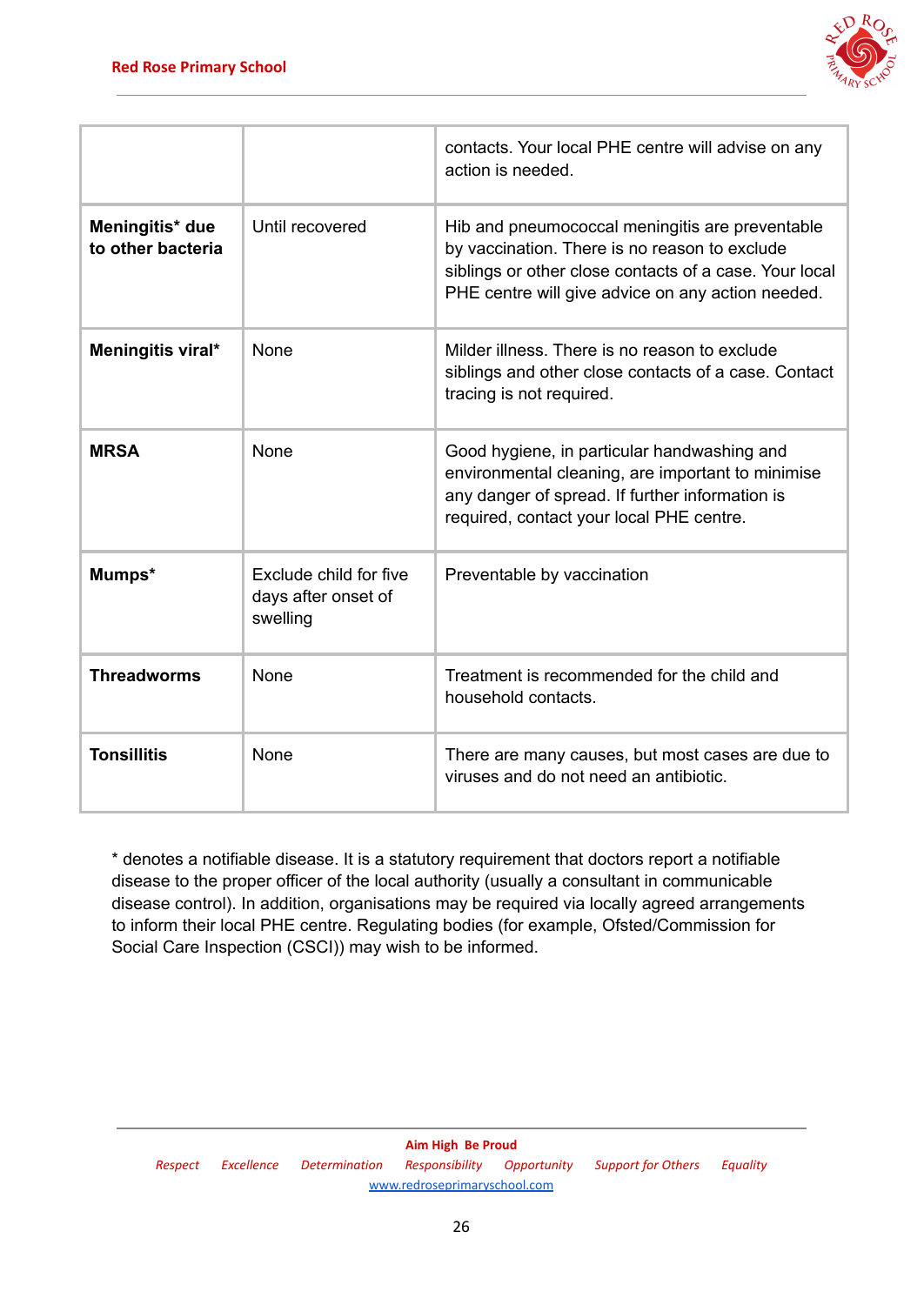| | | |
|---|---|---|
| | | contacts. Your local PHE centre will advise on any action is needed. |
| **Meningitis* due to other bacteria** | Until recovered | Hib and pneumococcal meningitis are preventable by vaccination. There is no reason to exclude siblings or other close contacts of a case. Your local PHE centre will give advice on any action needed. |
| **Meningitis viral*** | None | Milder illness. There is no reason to exclude siblings and other close contacts of a case. Contact tracing is not required. |
| **MRSA** | None | Good hygiene, in particular handwashing and environmental cleaning, are important to minimise any danger of spread. If further information is required, contact your local PHE centre. |
| **Mumps*** | Exclude child for five days after onset of swelling | Preventable by vaccination |
| **Threadworms** | None | Treatment is recommended for the child and household contacts. |
| **Tonsillitis** | None | There are many causes, but most cases are due to viruses and do not need an antibiotic. |

* denotes a notifiable disease. It is a statutory requirement that doctors report a notifiable disease to the proper officer of the local authority (usually a consultant in communicable disease control). In addition, organisations may be required via locally agreed arrangements to inform their local PHE centre. Regulating bodies (for example, Ofsted/Commission for Social Care Inspection (CSCI)) may wish to be informed.